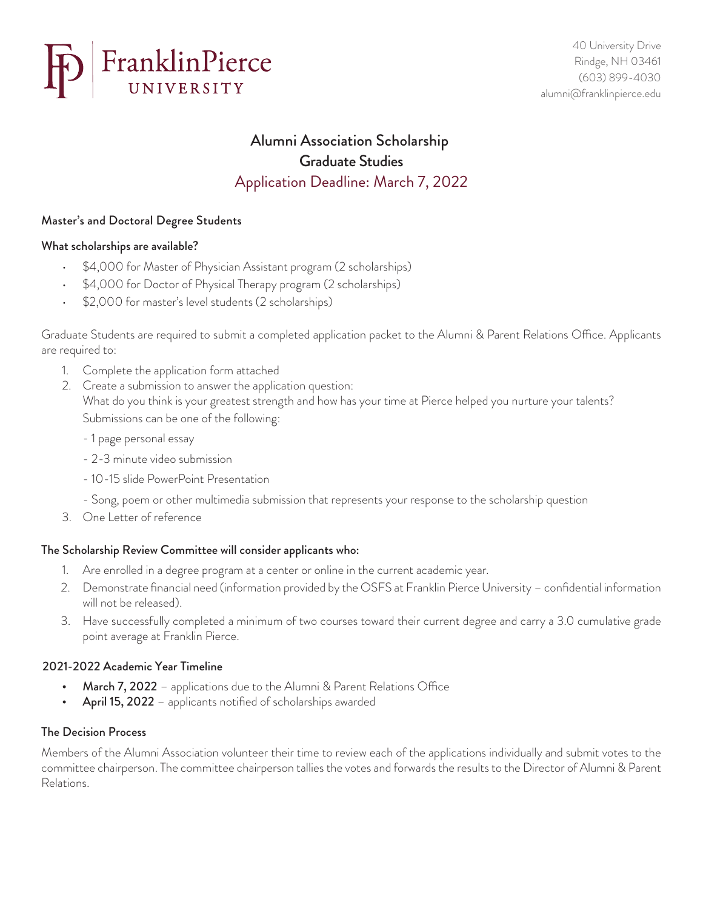# Franklin Pierce UNIVERSITY

40 University Drive
Rindge, NH 03461
(603) 899-4030
alumni@franklinpierce.edu

## Alumni Association Scholarship
## Graduate Studies
## Application Deadline: March 7, 2022

### Master's and Doctoral Degree Students

### What scholarships are available?

- $4,000 for Master of Physician Assistant program (2 scholarships)
- $4,000 for Doctor of Physical Therapy program (2 scholarships)
- $2,000 for master's level students (2 scholarships)

Graduate Students are required to submit a completed application packet to the Alumni & Parent Relations Office. Applicants are required to:

1. Complete the application form attached
2. Create a submission to answer the application question:
   What do you think is your greatest strength and how has your time at Pierce helped you nurture your talents?
   Submissions can be one of the following:
   - 1 page personal essay
   - 2-3 minute video submission
   - 10-15 slide PowerPoint Presentation
   - Song, poem or other multimedia submission that represents your response to the scholarship question
3. One Letter of reference

### The Scholarship Review Committee will consider applicants who:

1. Are enrolled in a degree program at a center or online in the current academic year.
2. Demonstrate financial need (information provided by the OSFS at Franklin Pierce University – confidential information will not be released).
3. Have successfully completed a minimum of two courses toward their current degree and carry a 3.0 cumulative grade point average at Franklin Pierce.

### 2021-2022 Academic Year Timeline

- **March 7, 2022** – applications due to the Alumni & Parent Relations Office
- **April 15, 2022** – applicants notified of scholarships awarded

### The Decision Process

Members of the Alumni Association volunteer their time to review each of the applications individually and submit votes to the committee chairperson. The committee chairperson tallies the votes and forwards the results to the Director of Alumni & Parent Relations.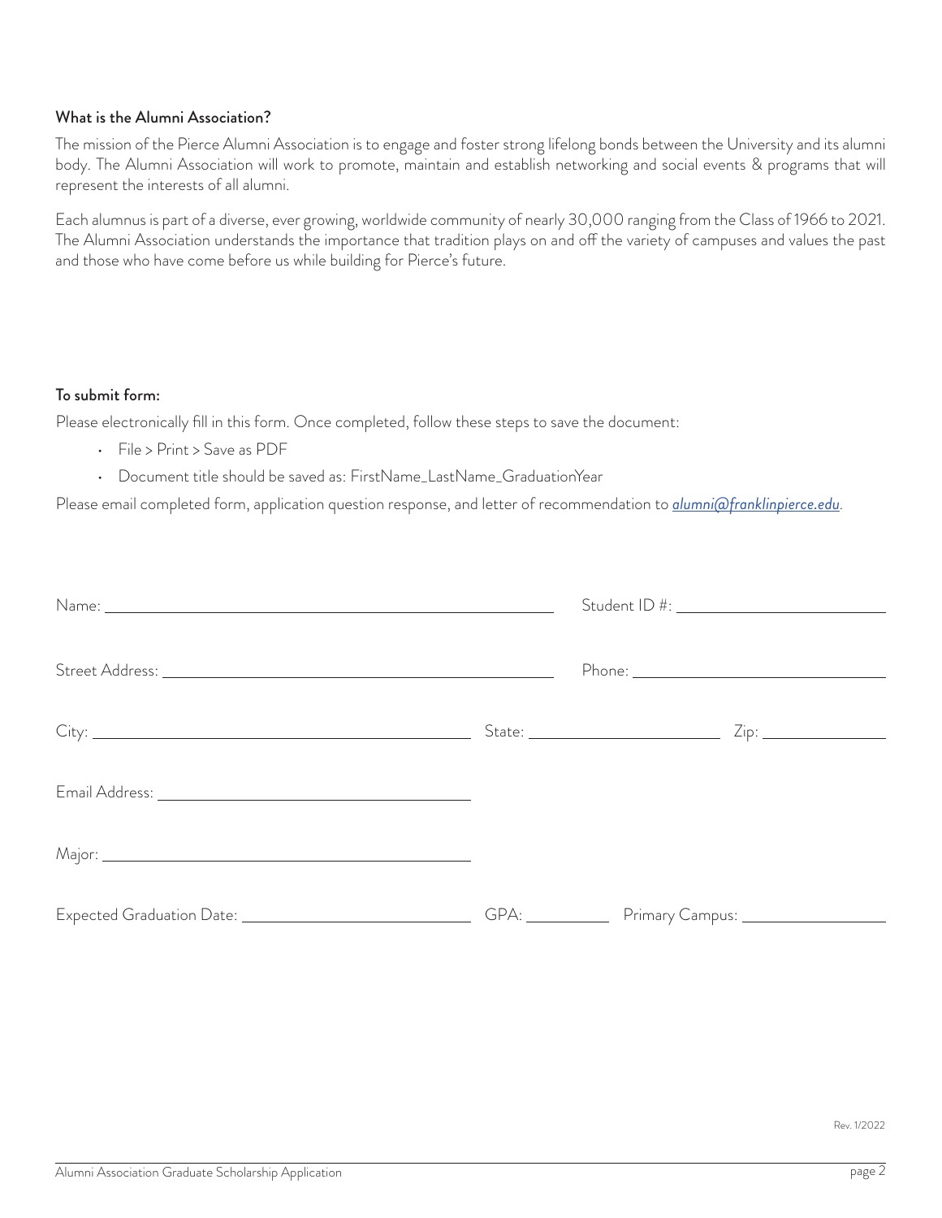### What is the Alumni Association?

The mission of the Pierce Alumni Association is to engage and foster strong lifelong bonds between the University and its alumni body. The Alumni Association will work to promote, maintain and establish networking and social events & programs that will represent the interests of all alumni.

Each alumnus is part of a diverse, ever growing, worldwide community of nearly 30,000 ranging from the Class of 1966 to 2021. The Alumni Association understands the importance that tradition plays on and off the variety of campuses and values the past and those who have come before us while building for Pierce's future.

### To submit form:

Please electronically fill in this form. Once completed, follow these steps to save the document:

- File > Print > Save as PDF
- Document title should be saved as: FirstName_LastName_GraduationYear

Please email completed form, application question response, and letter of recommendation to *alumni@franklinpierce.edu*.

Name: ______________________________ Student ID #: ______________________

Street Address: ______________________________ Phone: ______________________

City: ______________________ State: ______________ Zip: ____________

Email Address: ______________________________

Major: ______________________________

Expected Graduation Date: ______________________ GPA: ________ Primary Campus: ______________

Rev. 1/2022